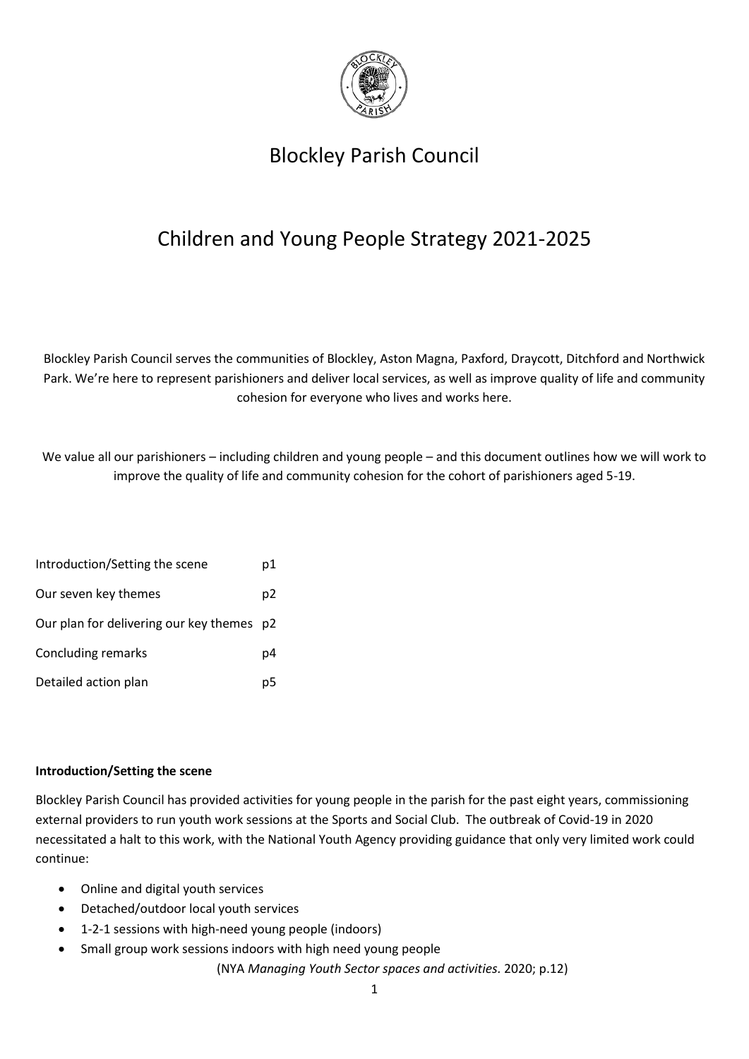# Blockley Parish Council

# Children and Young People Strategy 2021-2025

Blockley Parish Council serves the communities of Blockley, Aston Magna, Paxford, Draycott, Ditchford and Northwick Park. We're here to represent parishioners and deliver local services, as well as improve quality of life and community cohesion for everyone who lives and works here.

We value all our parishioners – including children and young people – and this document outlines how we will work to improve the quality of life and community cohesion for the cohort of parishioners aged 5-19.

| | |
|---|---|
| Introduction/Setting the scene | p1 |
| Our seven key themes | p2 |
| Our plan for delivering our key themes | p2 |
| Concluding remarks | p4 |
| Detailed action plan | p5 |

**Introduction/Setting the scene**

Blockley Parish Council has provided activities for young people in the parish for the past eight years, commissioning external providers to run youth work sessions at the Sports and Social Club. The outbreak of Covid-19 in 2020 necessitated a halt to this work, with the National Youth Agency providing guidance that only very limited work could continue:

- Online and digital youth services
- Detached/outdoor local youth services
- 1-2-1 sessions with high-need young people (indoors)
- Small group work sessions indoors with high need young people

(NYA *Managing Youth Sector spaces and activities*. 2020; p.12)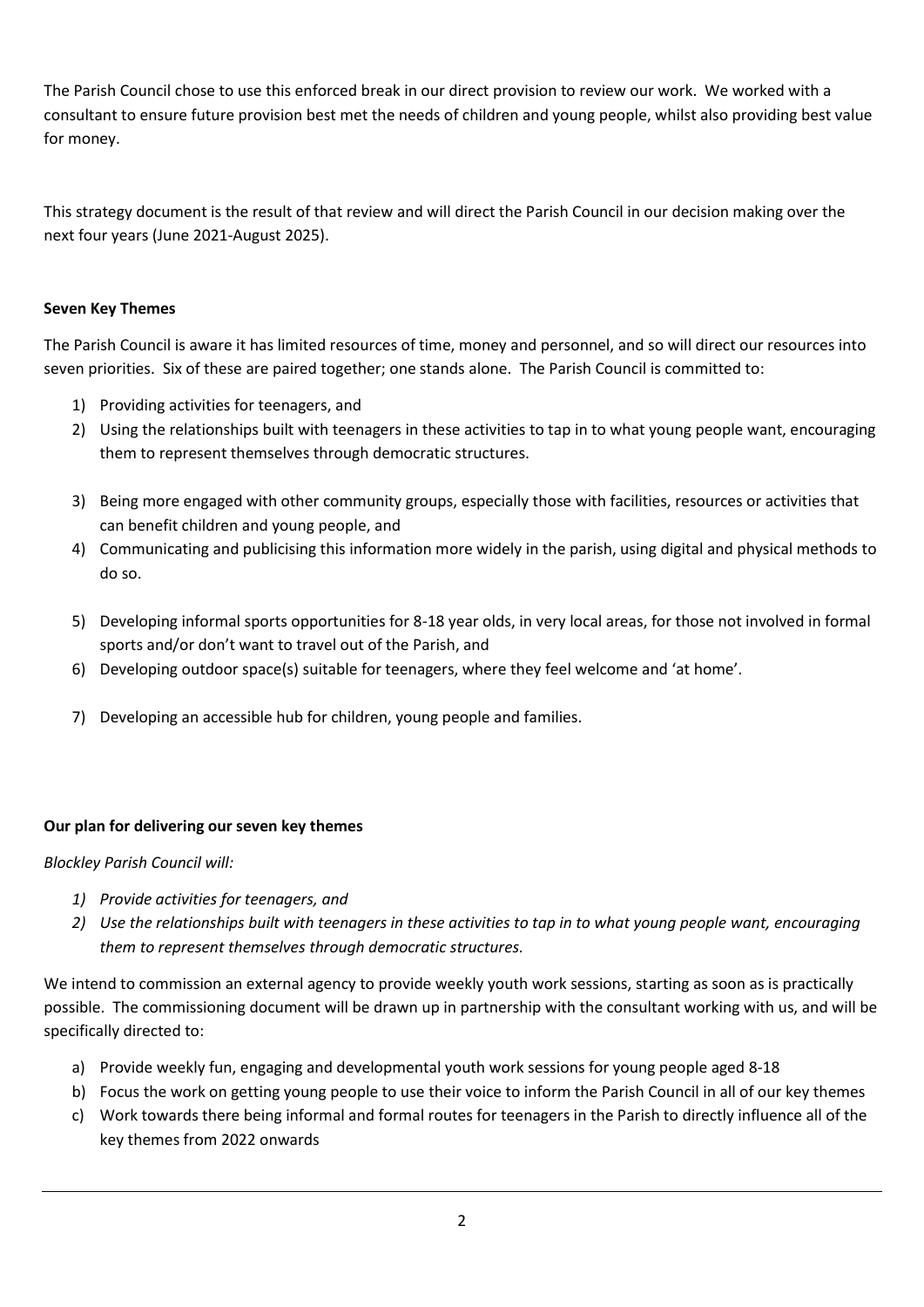The Parish Council chose to use this enforced break in our direct provision to review our work. We worked with a consultant to ensure future provision best met the needs of children and young people, whilst also providing best value for money.

This strategy document is the result of that review and will direct the Parish Council in our decision making over the next four years (June 2021-August 2025).

**Seven Key Themes**

The Parish Council is aware it has limited resources of time, money and personnel, and so will direct our resources into seven priorities. Six of these are paired together; one stands alone. The Parish Council is committed to:

1) Providing activities for teenagers, and
2) Using the relationships built with teenagers in these activities to tap in to what young people want, encouraging them to represent themselves through democratic structures.

3) Being more engaged with other community groups, especially those with facilities, resources or activities that can benefit children and young people, and
4) Communicating and publicising this information more widely in the parish, using digital and physical methods to do so.

5) Developing informal sports opportunities for 8-18 year olds, in very local areas, for those not involved in formal sports and/or don't want to travel out of the Parish, and
6) Developing outdoor space(s) suitable for teenagers, where they feel welcome and 'at home'.

7) Developing an accessible hub for children, young people and families.

**Our plan for delivering our seven key themes**

*Blockley Parish Council will:*

1) *Provide activities for teenagers, and*
2) *Use the relationships built with teenagers in these activities to tap in to what young people want, encouraging them to represent themselves through democratic structures.*

We intend to commission an external agency to provide weekly youth work sessions, starting as soon as is practically possible. The commissioning document will be drawn up in partnership with the consultant working with us, and will be specifically directed to:

a) Provide weekly fun, engaging and developmental youth work sessions for young people aged 8-18
b) Focus the work on getting young people to use their voice to inform the Parish Council in all of our key themes
c) Work towards there being informal and formal routes for teenagers in the Parish to directly influence all of the key themes from 2022 onwards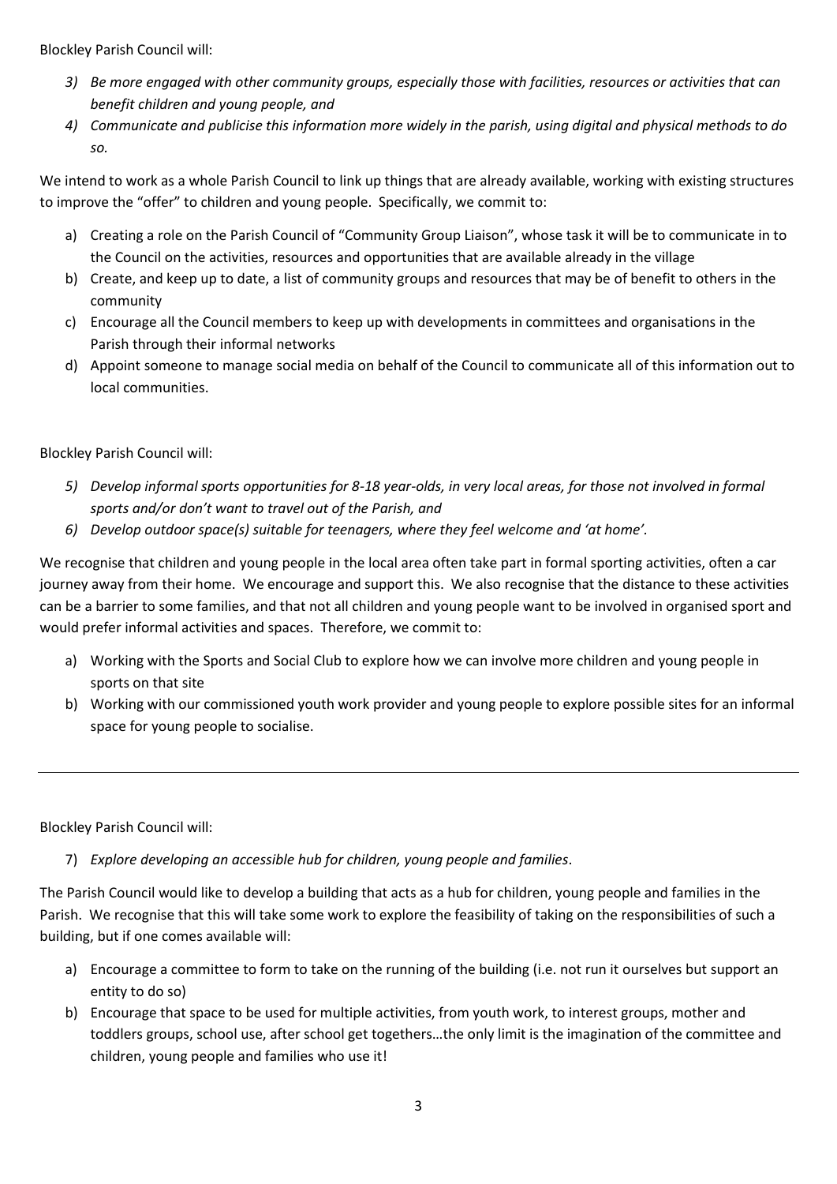Blockley Parish Council will:

3) *Be more engaged with other community groups, especially those with facilities, resources or activities that can benefit children and young people, and*
4) *Communicate and publicise this information more widely in the parish, using digital and physical methods to do so.*

We intend to work as a whole Parish Council to link up things that are already available, working with existing structures to improve the "offer" to children and young people. Specifically, we commit to:

a) Creating a role on the Parish Council of "Community Group Liaison", whose task it will be to communicate in to the Council on the activities, resources and opportunities that are available already in the village
b) Create, and keep up to date, a list of community groups and resources that may be of benefit to others in the community
c) Encourage all the Council members to keep up with developments in committees and organisations in the Parish through their informal networks
d) Appoint someone to manage social media on behalf of the Council to communicate all of this information out to local communities.

Blockley Parish Council will:

5) *Develop informal sports opportunities for 8-18 year-olds, in very local areas, for those not involved in formal sports and/or don't want to travel out of the Parish, and*
6) *Develop outdoor space(s) suitable for teenagers, where they feel welcome and 'at home'.*

We recognise that children and young people in the local area often take part in formal sporting activities, often a car journey away from their home. We encourage and support this. We also recognise that the distance to these activities can be a barrier to some families, and that not all children and young people want to be involved in organised sport and would prefer informal activities and spaces. Therefore, we commit to:

a) Working with the Sports and Social Club to explore how we can involve more children and young people in sports on that site
b) Working with our commissioned youth work provider and young people to explore possible sites for an informal space for young people to socialise.

---

Blockley Parish Council will:

7) *Explore developing an accessible hub for children, young people and families*.

The Parish Council would like to develop a building that acts as a hub for children, young people and families in the Parish. We recognise that this will take some work to explore the feasibility of taking on the responsibilities of such a building, but if one comes available will:

a) Encourage a committee to form to take on the running of the building (i.e. not run it ourselves but support an entity to do so)
b) Encourage that space to be used for multiple activities, from youth work, to interest groups, mother and toddlers groups, school use, after school get togethers…the only limit is the imagination of the committee and children, young people and families who use it!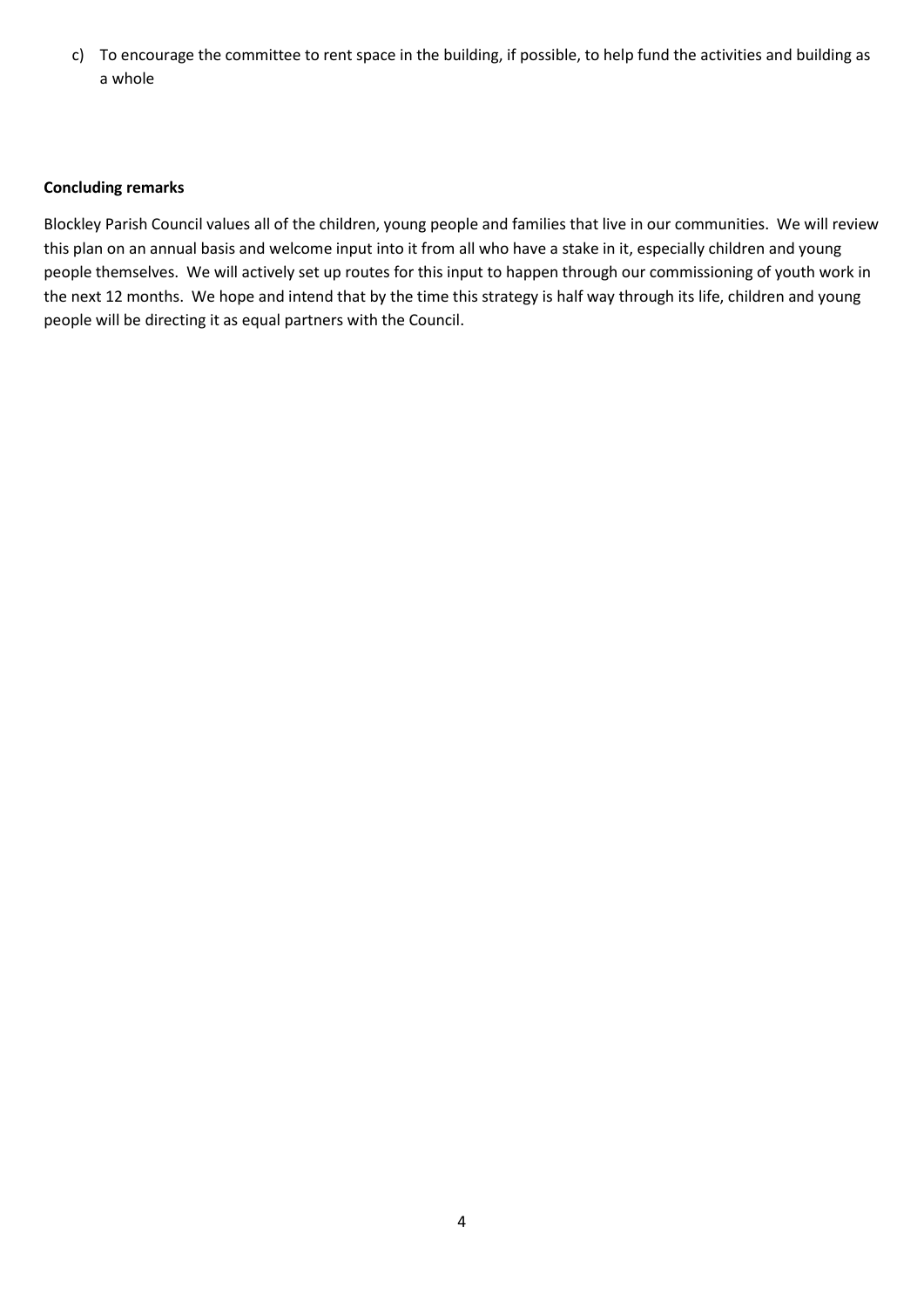c) To encourage the committee to rent space in the building, if possible, to help fund the activities and building as a whole

**Concluding remarks**

Blockley Parish Council values all of the children, young people and families that live in our communities. We will review this plan on an annual basis and welcome input into it from all who have a stake in it, especially children and young people themselves. We will actively set up routes for this input to happen through our commissioning of youth work in the next 12 months. We hope and intend that by the time this strategy is half way through its life, children and young people will be directing it as equal partners with the Council.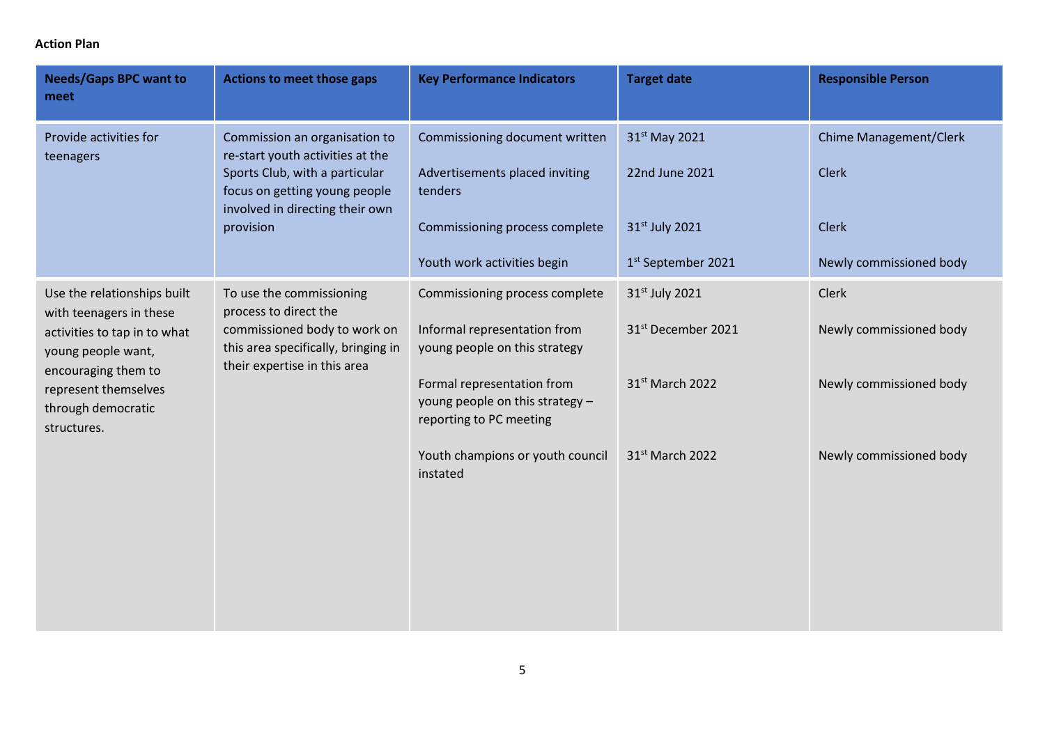**Action Plan**

| Needs/Gaps BPC want to meet | Actions to meet those gaps | Key Performance Indicators | Target date | Responsible Person |
|---|---|---|---|---|
| Provide activities for teenagers | Commission an organisation to re-start youth activities at the Sports Club, with a particular focus on getting young people involved in directing their own provision | Commissioning document written | 31st May 2021 | Chime Management/Clerk |
| | | Advertisements placed inviting tenders | 22nd June 2021 | Clerk |
| | | Commissioning process complete | 31st July 2021 | Clerk |
| | | Youth work activities begin | 1st September 2021 | Newly commissioned body |
| Use the relationships built with teenagers in these activities to tap in to what young people want, encouraging them to represent themselves through democratic structures. | To use the commissioning process to direct the commissioned body to work on this area specifically, bringing in their expertise in this area | Commissioning process complete | 31st July 2021 | Clerk |
| | | Informal representation from young people on this strategy | 31st December 2021 | Newly commissioned body |
| | | Formal representation from young people on this strategy – reporting to PC meeting | 31st March 2022 | Newly commissioned body |
| | | Youth champions or youth council instated | 31st March 2022 | Newly commissioned body |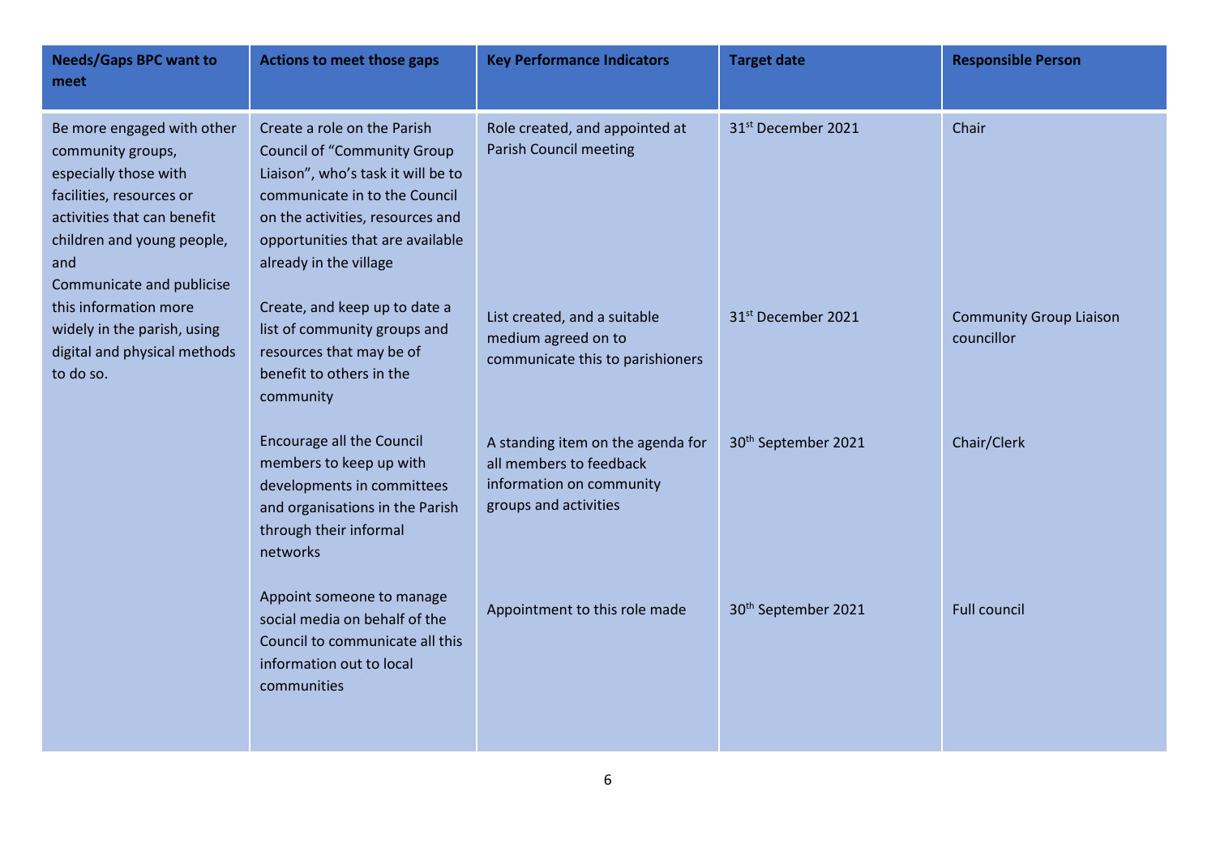| Needs/Gaps BPC want to meet | Actions to meet those gaps | Key Performance Indicators | Target date | Responsible Person |
|---|---|---|---|---|
| Be more engaged with other community groups, especially those with facilities, resources or activities that can benefit children and young people, and Communicate and publicise this information more widely in the parish, using digital and physical methods to do so. | Create a role on the Parish Council of "Community Group Liaison", who's task it will be to communicate in to the Council on the activities, resources and opportunities that are available already in the village | Role created, and appointed at Parish Council meeting | 31st December 2021 | Chair |
| | Create, and keep up to date a list of community groups and resources that may be of benefit to others in the community | List created, and a suitable medium agreed on to communicate this to parishioners | 31st December 2021 | Community Group Liaison councillor |
| | Encourage all the Council members to keep up with developments in committees and organisations in the Parish through their informal networks | A standing item on the agenda for all members to feedback information on community groups and activities | 30th September 2021 | Chair/Clerk |
| | Appoint someone to manage social media on behalf of the Council to communicate all this information out to local communities | Appointment to this role made | 30th September 2021 | Full council |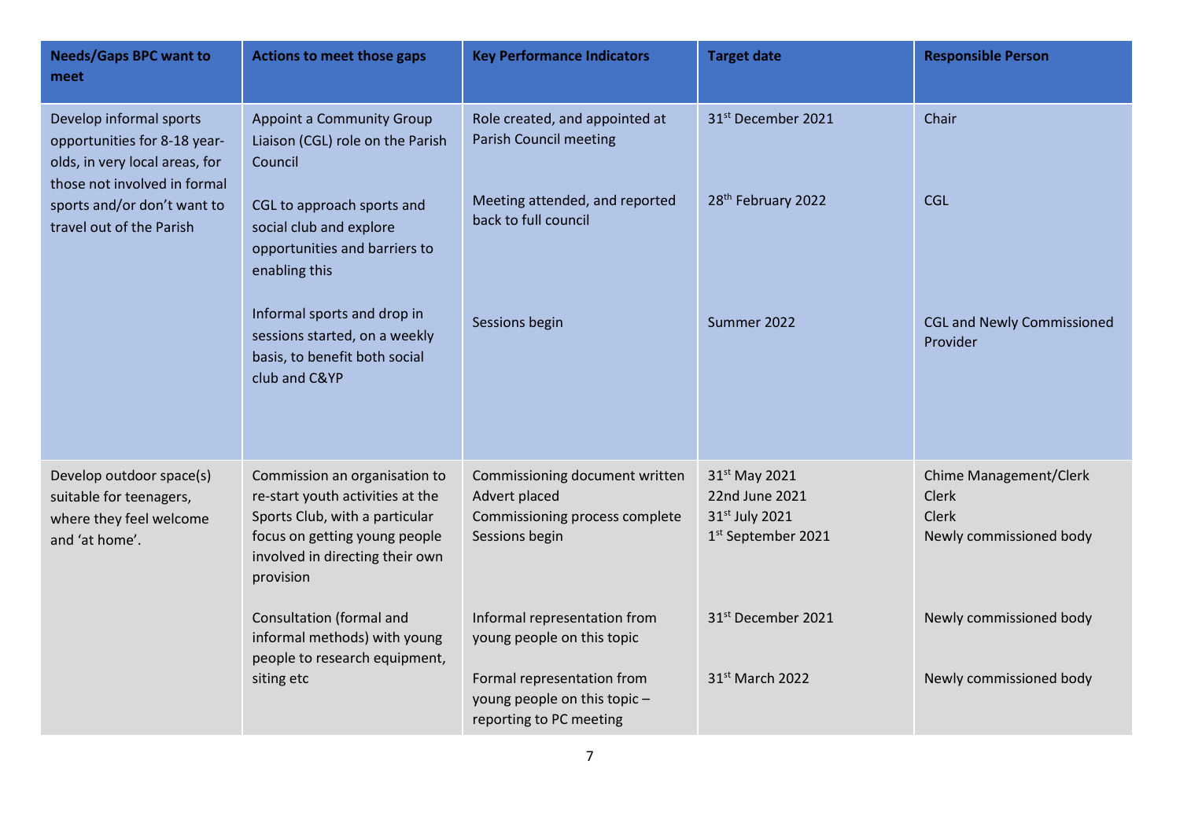| Needs/Gaps BPC want to meet | Actions to meet those gaps | Key Performance Indicators | Target date | Responsible Person |
|---|---|---|---|---|
| Develop informal sports opportunities for 8-18 year-olds, in very local areas, for those not involved in formal sports and/or don't want to travel out of the Parish | Appoint a Community Group Liaison (CGL) role on the Parish Council | Role created, and appointed at Parish Council meeting | 31st December 2021 | Chair |
| | CGL to approach sports and social club and explore opportunities and barriers to enabling this | Meeting attended, and reported back to full council | 28th February 2022 | CGL |
| | Informal sports and drop in sessions started, on a weekly basis, to benefit both social club and C&YP | Sessions begin | Summer 2022 | CGL and Newly Commissioned Provider |
| Develop outdoor space(s) suitable for teenagers, where they feel welcome and 'at home'. | Commission an organisation to re-start youth activities at the Sports Club, with a particular focus on getting young people involved in directing their own provision | Commissioning document written<br>Advert placed<br>Commissioning process complete<br>Sessions begin | 31st May 2021<br>22nd June 2021<br>31st July 2021<br>1st September 2021 | Chime Management/Clerk<br>Clerk<br>Clerk<br>Newly commissioned body |
| | Consultation (formal and informal methods) with young people to research equipment, siting etc | Informal representation from young people on this topic | 31st December 2021 | Newly commissioned body |
| | | Formal representation from young people on this topic – reporting to PC meeting | 31st March 2022 | Newly commissioned body |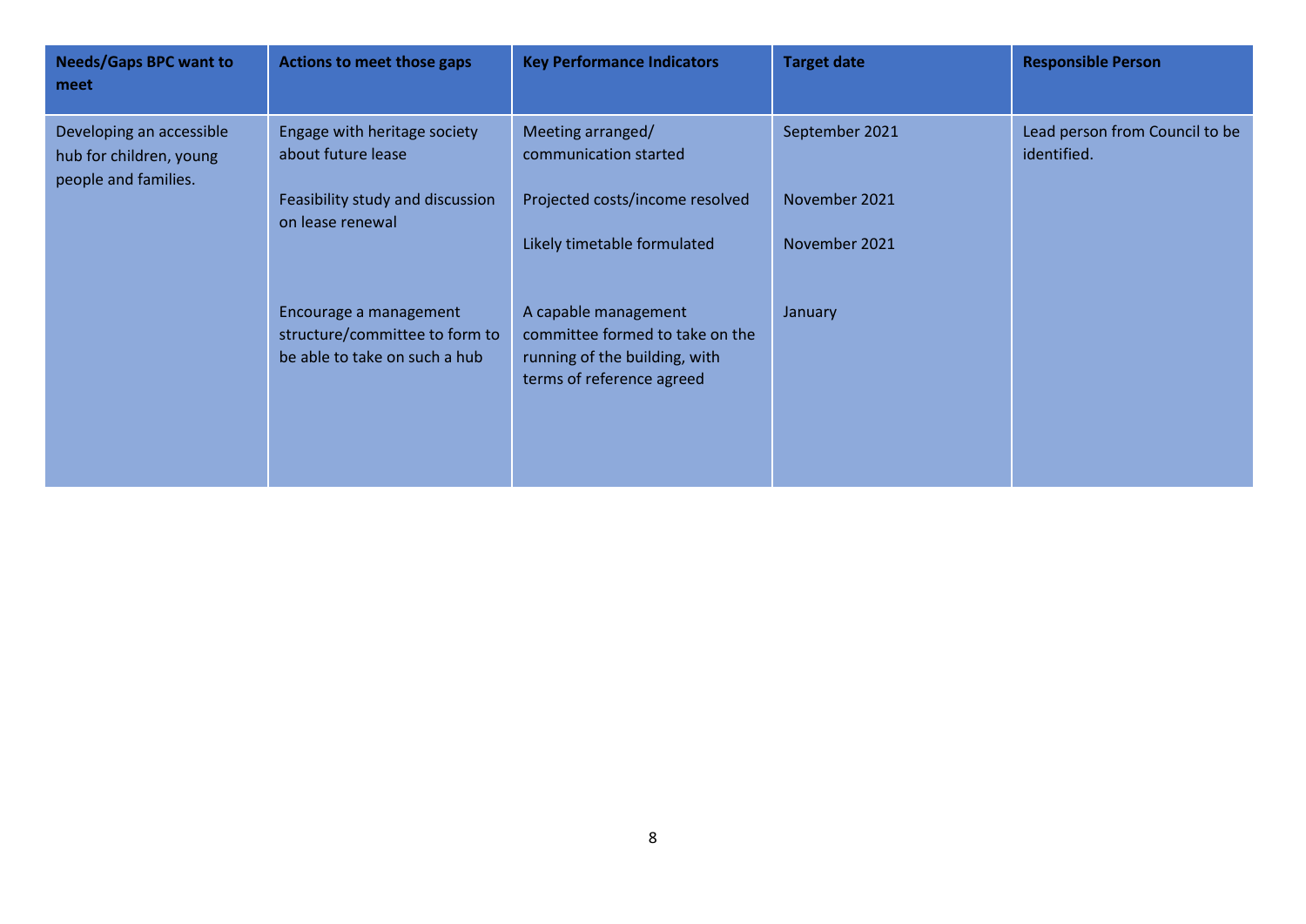| Needs/Gaps BPC want to meet | Actions to meet those gaps | Key Performance Indicators | Target date | Responsible Person |
| --- | --- | --- | --- | --- |
| Developing an accessible hub for children, young people and families. | Engage with heritage society about future lease | Meeting arranged/ communication started | September 2021 | Lead person from Council to be identified. |
| | Feasibility study and discussion on lease renewal | Projected costs/income resolved | November 2021 | |
| | | Likely timetable formulated | November 2021 | |
| | Encourage a management structure/committee to form to be able to take on such a hub | A capable management committee formed to take on the running of the building, with terms of reference agreed | January | |